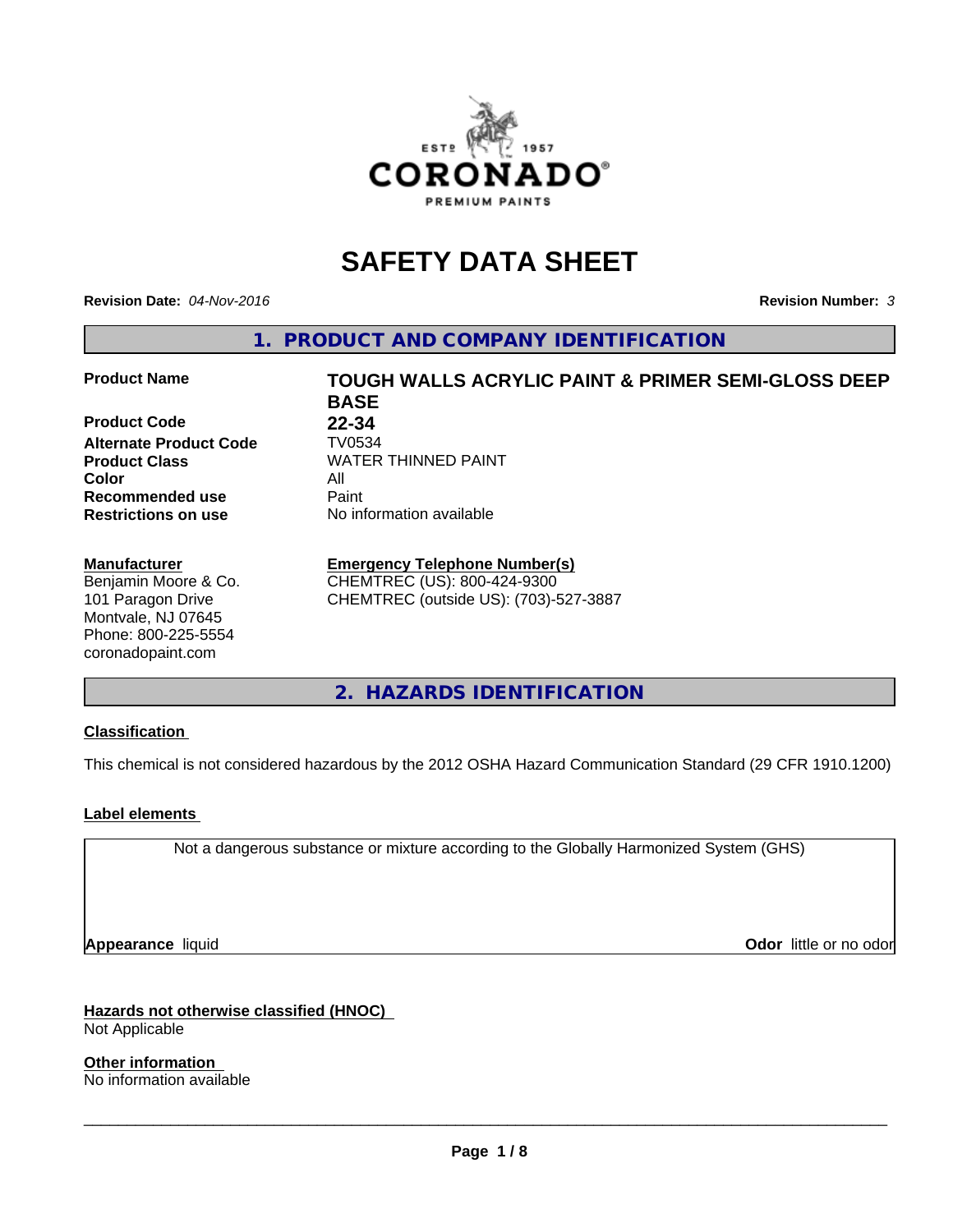# SAFETY DATA SHEET

**Revision Date:** *04-Nov-2016*

**Revision Number:** *3*

## 1. PRODUCT AND COMPANY IDENTIFICATION

| | |
|---|---|
| **Product Name** | **TOUGH WALLS ACRYLIC PAINT & PRIMER SEMI-GLOSS DEEP BASE** |
| **Product Code** | **22-34** |
| **Alternate Product Code** | TV0534 |
| **Product Class** | WATER THINNED PAINT |
| **Color** | All |
| **Recommended use** | Paint |
| **Restrictions on use** | No information available |

**Manufacturer**
Benjamin Moore & Co.
101 Paragon Drive
Montvale, NJ 07645
Phone: 800-225-5554
coronadopaint.com

**Emergency Telephone Number(s)**
CHEMTREC (US): 800-424-9300
CHEMTREC (outside US): (703)-527-3887

## 2. HAZARDS IDENTIFICATION

**Classification**

This chemical is not considered hazardous by the 2012 OSHA Hazard Communication Standard (29 CFR 1910.1200)

**Label elements**

Not a dangerous substance or mixture according to the Globally Harmonized System (GHS)

**Appearance** liquid

**Odor** little or no odor

**Hazards not otherwise classified (HNOC)**
Not Applicable

**Other information**
No information available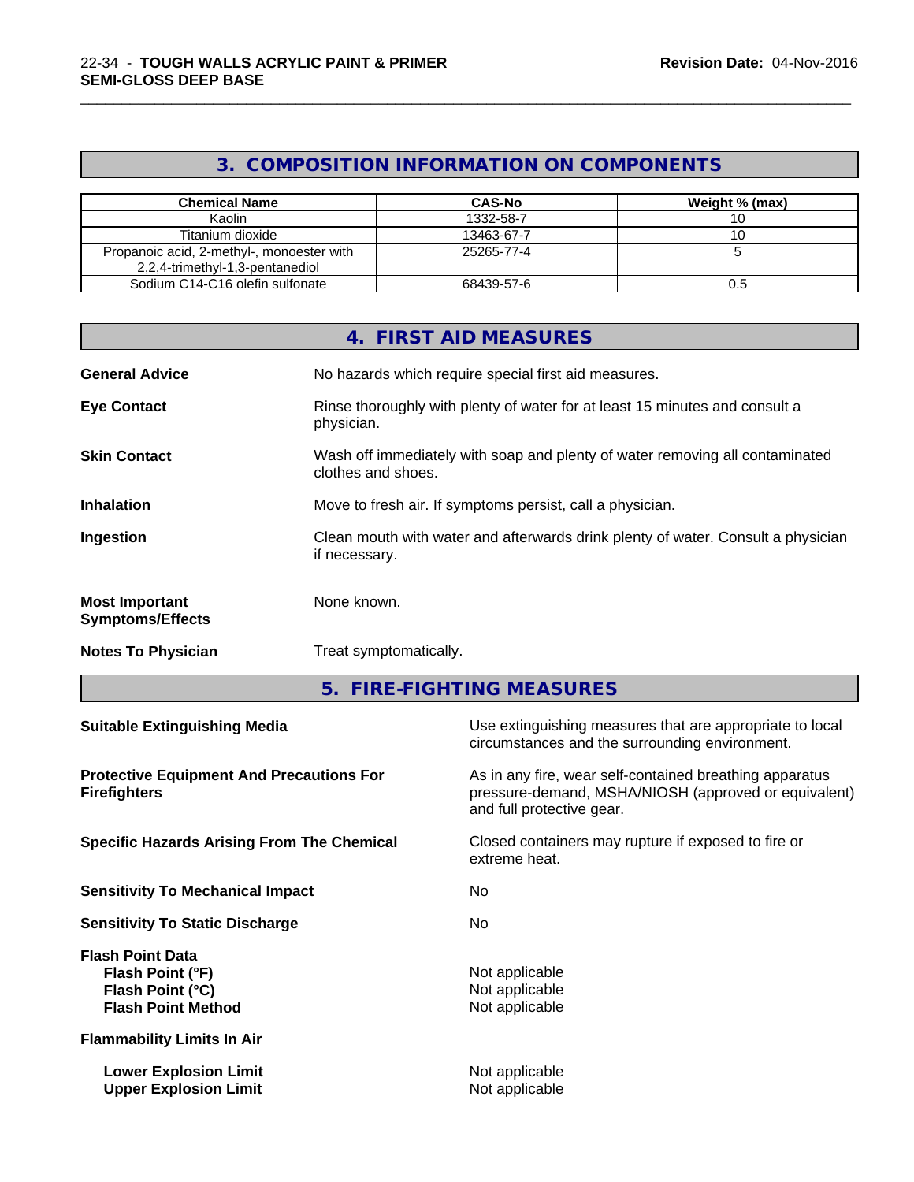## 3. COMPOSITION INFORMATION ON COMPONENTS

| Chemical Name | CAS-No | Weight % (max) |
|---|---|---|
| Kaolin | 1332-58-7 | 10 |
| Titanium dioxide | 13463-67-7 | 10 |
| Propanoic acid, 2-methyl-, monoester with 2,2,4-trimethyl-1,3-pentanediol | 25265-77-4 | 5 |
| Sodium C14-C16 olefin sulfonate | 68439-57-6 | 0.5 |

## 4. FIRST AID MEASURES

**General Advice** No hazards which require special first aid measures.

**Eye Contact** Rinse thoroughly with plenty of water for at least 15 minutes and consult a physician.

**Skin Contact** Wash off immediately with soap and plenty of water removing all contaminated clothes and shoes.

**Inhalation** Move to fresh air. If symptoms persist, call a physician.

**Ingestion** Clean mouth with water and afterwards drink plenty of water. Consult a physician if necessary.

**Most Important Symptoms/Effects** None known.

**Notes To Physician** Treat symptomatically.

## 5. FIRE-FIGHTING MEASURES

**Suitable Extinguishing Media** Use extinguishing measures that are appropriate to local circumstances and the surrounding environment.

**Protective Equipment And Precautions For Firefighters** As in any fire, wear self-contained breathing apparatus pressure-demand, MSHA/NIOSH (approved or equivalent) and full protective gear.

**Specific Hazards Arising From The Chemical** Closed containers may rupture if exposed to fire or extreme heat.

**Sensitivity To Mechanical Impact** No

**Sensitivity To Static Discharge** No

**Flash Point Data**

- **Flash Point (°F)** Not applicable
- **Flash Point (°C)** Not applicable
- **Flash Point Method** Not applicable

**Flammability Limits In Air**

- **Lower Explosion Limit** Not applicable
- **Upper Explosion Limit** Not applicable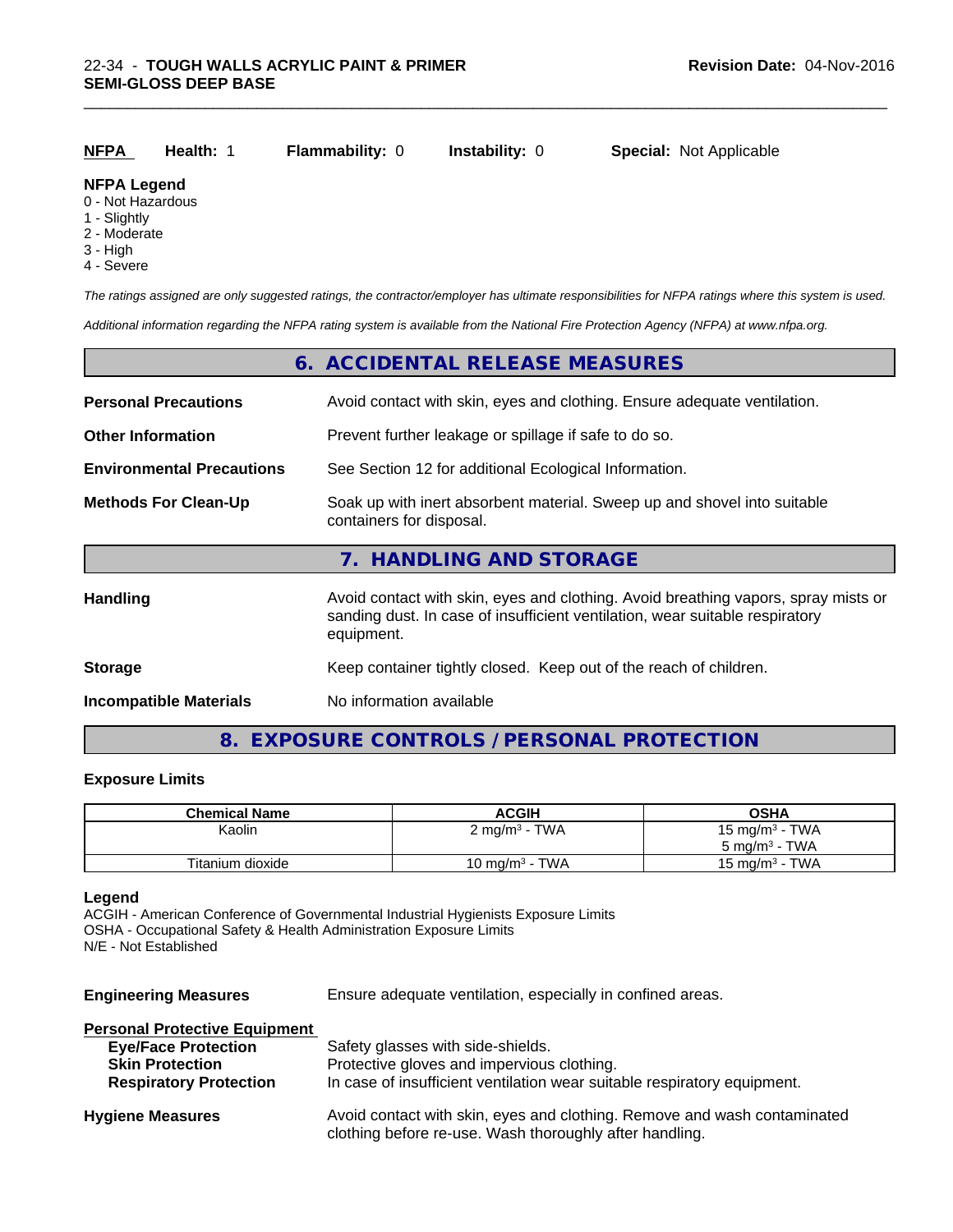**NFPA** **Health:** 1 **Flammability:** 0 **Instability:** 0 **Special:** Not Applicable

**NFPA Legend**
0 - Not Hazardous
1 - Slightly
2 - Moderate
3 - High
4 - Severe

*The ratings assigned are only suggested ratings, the contractor/employer has ultimate responsibilities for NFPA ratings where this system is used.*

*Additional information regarding the NFPA rating system is available from the National Fire Protection Agency (NFPA) at www.nfpa.org.*

## 6. ACCIDENTAL RELEASE MEASURES

**Personal Precautions** Avoid contact with skin, eyes and clothing. Ensure adequate ventilation.

**Other Information** Prevent further leakage or spillage if safe to do so.

**Environmental Precautions** See Section 12 for additional Ecological Information.

**Methods For Clean-Up** Soak up with inert absorbent material. Sweep up and shovel into suitable containers for disposal.

## 7. HANDLING AND STORAGE

**Handling** Avoid contact with skin, eyes and clothing. Avoid breathing vapors, spray mists or sanding dust. In case of insufficient ventilation, wear suitable respiratory equipment.

**Storage** Keep container tightly closed. Keep out of the reach of children.

**Incompatible Materials** No information available

## 8. EXPOSURE CONTROLS / PERSONAL PROTECTION

### Exposure Limits

| Chemical Name | ACGIH | OSHA |
|---|---|---|
| Kaolin | 2 mg/m$^3$ - TWA | 15 mg/m$^3$ - TWA<br>5 mg/m$^3$ - TWA |
| Titanium dioxide | 10 mg/m$^3$ - TWA | 15 mg/m$^3$ - TWA |

**Legend**
ACGIH - American Conference of Governmental Industrial Hygienists Exposure Limits
OSHA - Occupational Safety & Health Administration Exposure Limits
N/E - Not Established

**Engineering Measures** Ensure adequate ventilation, especially in confined areas.

**Personal Protective Equipment**
- **Eye/Face Protection** Safety glasses with side-shields.
- **Skin Protection** Protective gloves and impervious clothing.
- **Respiratory Protection** In case of insufficient ventilation wear suitable respiratory equipment.

**Hygiene Measures** Avoid contact with skin, eyes and clothing. Remove and wash contaminated clothing before re-use. Wash thoroughly after handling.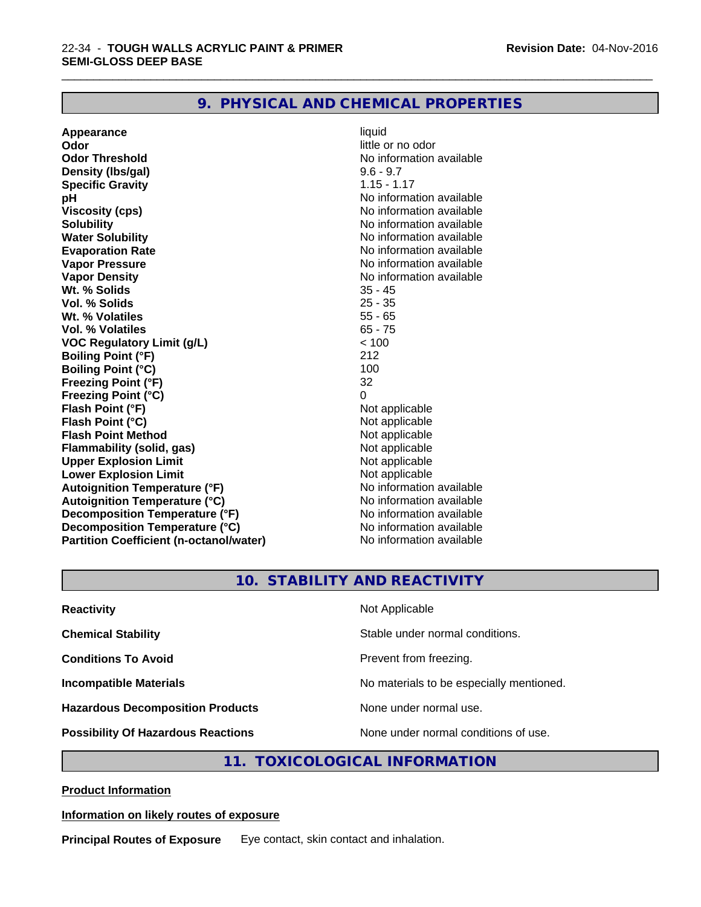## 9. PHYSICAL AND CHEMICAL PROPERTIES

| | |
|---|---|
| **Appearance** | liquid |
| **Odor** | little or no odor |
| **Odor Threshold** | No information available |
| **Density (lbs/gal)** | 9.6 - 9.7 |
| **Specific Gravity** | 1.15 - 1.17 |
| **pH** | No information available |
| **Viscosity (cps)** | No information available |
| **Solubility** | No information available |
| **Water Solubility** | No information available |
| **Evaporation Rate** | No information available |
| **Vapor Pressure** | No information available |
| **Vapor Density** | No information available |
| **Wt. % Solids** | 35 - 45 |
| **Vol. % Solids** | 25 - 35 |
| **Wt. % Volatiles** | 55 - 65 |
| **Vol. % Volatiles** | 65 - 75 |
| **VOC Regulatory Limit (g/L)** | < 100 |
| **Boiling Point (°F)** | 212 |
| **Boiling Point (°C)** | 100 |
| **Freezing Point (°F)** | 32 |
| **Freezing Point (°C)** | 0 |
| **Flash Point (°F)** | Not applicable |
| **Flash Point (°C)** | Not applicable |
| **Flash Point Method** | Not applicable |
| **Flammability (solid, gas)** | Not applicable |
| **Upper Explosion Limit** | Not applicable |
| **Lower Explosion Limit** | Not applicable |
| **Autoignition Temperature (°F)** | No information available |
| **Autoignition Temperature (°C)** | No information available |
| **Decomposition Temperature (°F)** | No information available |
| **Decomposition Temperature (°C)** | No information available |
| **Partition Coefficient (n-octanol/water)** | No information available |

## 10. STABILITY AND REACTIVITY

| | |
|---|---|
| **Reactivity** | Not Applicable |
| **Chemical Stability** | Stable under normal conditions. |
| **Conditions To Avoid** | Prevent from freezing. |
| **Incompatible Materials** | No materials to be especially mentioned. |
| **Hazardous Decomposition Products** | None under normal use. |
| **Possibility Of Hazardous Reactions** | None under normal conditions of use. |

## 11. TOXICOLOGICAL INFORMATION

**Product Information**

**Information on likely routes of exposure**

**Principal Routes of Exposure** Eye contact, skin contact and inhalation.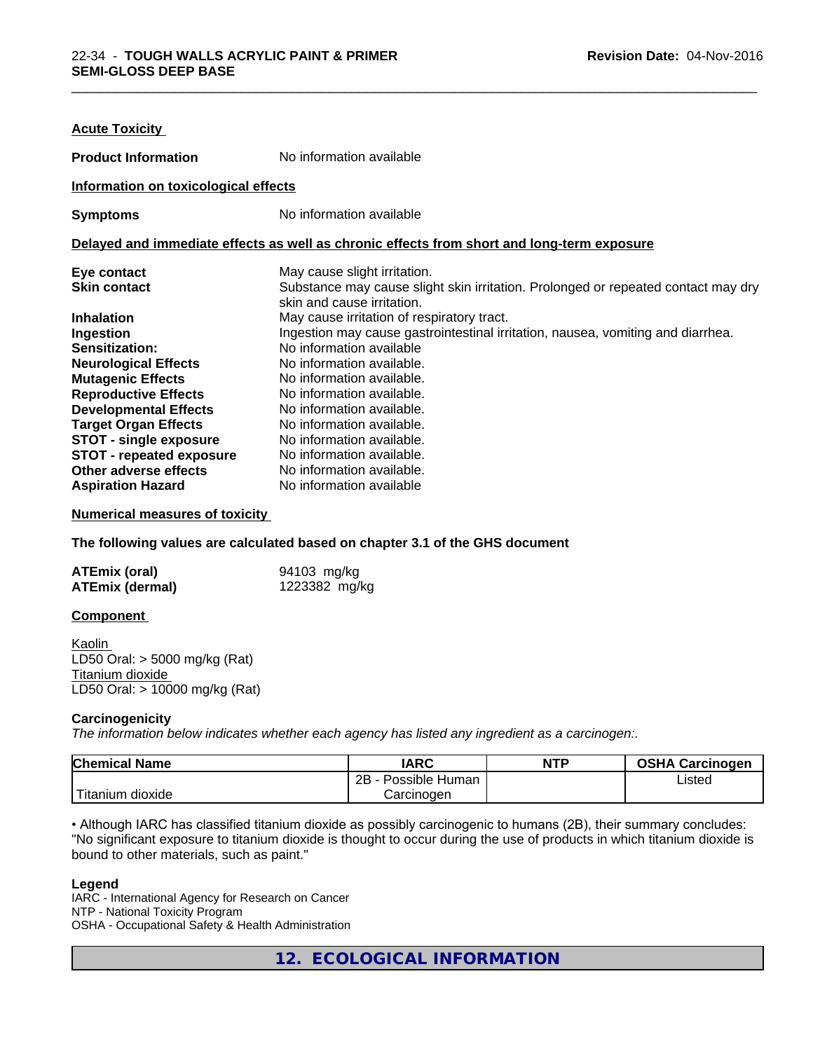### Acute Toxicity

**Product Information** No information available

### Information on toxicological effects

**Symptoms** No information available

### Delayed and immediate effects as well as chronic effects from short and long-term exposure

| | |
|---|---|
| **Eye contact** | May cause slight irritation. |
| **Skin contact** | Substance may cause slight skin irritation. Prolonged or repeated contact may dry skin and cause irritation. |
| **Inhalation** | May cause irritation of respiratory tract. |
| **Ingestion** | Ingestion may cause gastrointestinal irritation, nausea, vomiting and diarrhea. |
| **Sensitization:** | No information available |
| **Neurological Effects** | No information available. |
| **Mutagenic Effects** | No information available. |
| **Reproductive Effects** | No information available. |
| **Developmental Effects** | No information available. |
| **Target Organ Effects** | No information available. |
| **STOT - single exposure** | No information available. |
| **STOT - repeated exposure** | No information available. |
| **Other adverse effects** | No information available. |
| **Aspiration Hazard** | No information available |

### Numerical measures of toxicity

**The following values are calculated based on chapter 3.1 of the GHS document**

| | |
|---|---|
| **ATEmix (oral)** | 94103 mg/kg |
| **ATEmix (dermal)** | 1223382 mg/kg |

### Component

Kaolin
LD50 Oral: > 5000 mg/kg (Rat)
Titanium dioxide
LD50 Oral: > 10000 mg/kg (Rat)

**Carcinogenicity**

*The information below indicates whether each agency has listed any ingredient as a carcinogen:.*

| Chemical Name | IARC | NTP | OSHA Carcinogen |
|---|---|---|---|
| Titanium dioxide | 2B - Possible Human Carcinogen | | Listed |

• Although IARC has classified titanium dioxide as possibly carcinogenic to humans (2B), their summary concludes: "No significant exposure to titanium dioxide is thought to occur during the use of products in which titanium dioxide is bound to other materials, such as paint."

**Legend**

IARC - International Agency for Research on Cancer
NTP - National Toxicity Program
OSHA - Occupational Safety & Health Administration

## 12. ECOLOGICAL INFORMATION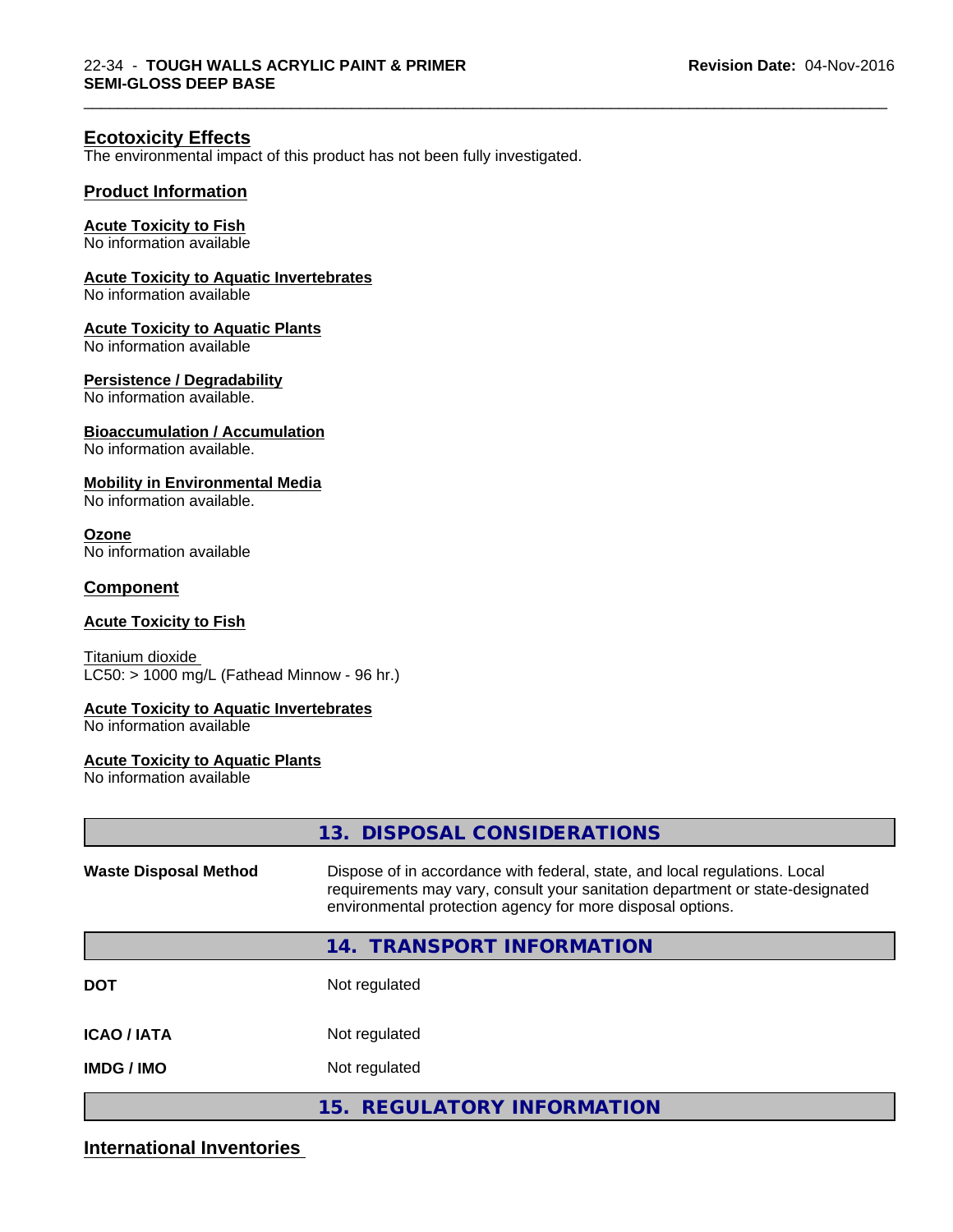## Ecotoxicity Effects

The environmental impact of this product has not been fully investigated.

### Product Information

**Acute Toxicity to Fish**
No information available

**Acute Toxicity to Aquatic Invertebrates**
No information available

**Acute Toxicity to Aquatic Plants**
No information available

**Persistence / Degradability**
No information available.

**Bioaccumulation / Accumulation**
No information available.

**Mobility in Environmental Media**
No information available.

**Ozone**
No information available

### Component

**Acute Toxicity to Fish**

Titanium dioxide
LC50: > 1000 mg/L (Fathead Minnow - 96 hr.)

**Acute Toxicity to Aquatic Invertebrates**
No information available

**Acute Toxicity to Aquatic Plants**
No information available

## 13. DISPOSAL CONSIDERATIONS

| | |
|---|---|
| **Waste Disposal Method** | Dispose of in accordance with federal, state, and local regulations. Local requirements may vary, consult your sanitation department or state-designated environmental protection agency for more disposal options. |

## 14. TRANSPORT INFORMATION

| | |
|---|---|
| **DOT** | Not regulated |
| **ICAO / IATA** | Not regulated |
| **IMDG / IMO** | Not regulated |

## 15. REGULATORY INFORMATION

### International Inventories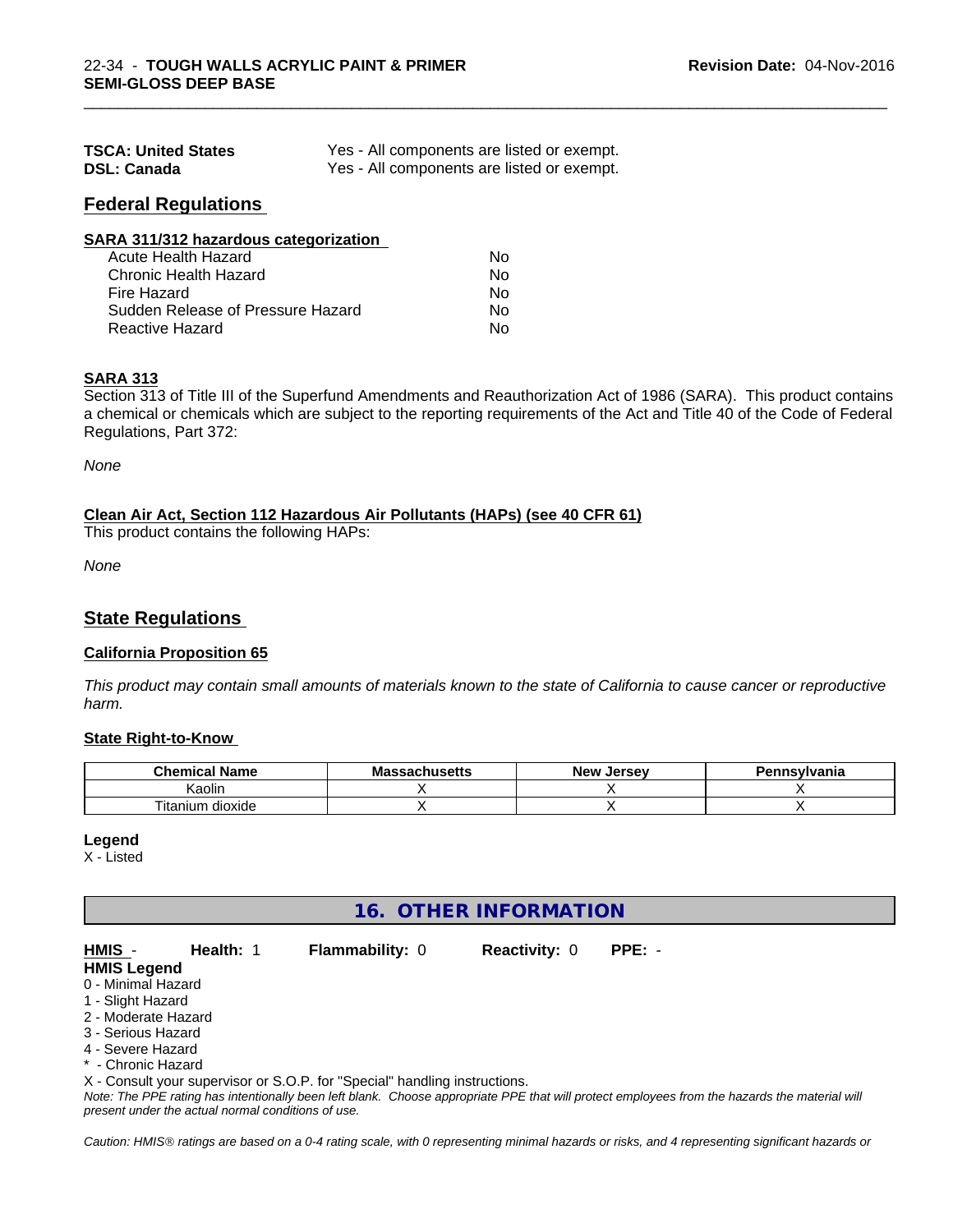| | |
|---|---|
| **TSCA: United States** | Yes - All components are listed or exempt. |
| **DSL: Canada** | Yes - All components are listed or exempt. |

## Federal Regulations

**SARA 311/312 hazardous categorization**

| | |
|---|---|
| Acute Health Hazard | No |
| Chronic Health Hazard | No |
| Fire Hazard | No |
| Sudden Release of Pressure Hazard | No |
| Reactive Hazard | No |

**SARA 313**

Section 313 of Title III of the Superfund Amendments and Reauthorization Act of 1986 (SARA). This product contains a chemical or chemicals which are subject to the reporting requirements of the Act and Title 40 of the Code of Federal Regulations, Part 372:

*None*

**Clean Air Act, Section 112 Hazardous Air Pollutants (HAPs) (see 40 CFR 61)**

This product contains the following HAPs:

*None*

## State Regulations

**California Proposition 65**

*This product may contain small amounts of materials known to the state of California to cause cancer or reproductive harm.*

**State Right-to-Know**

| Chemical Name | Massachusetts | New Jersey | Pennsylvania |
|---|---|---|---|
| Kaolin | X | X | X |
| Titanium dioxide | X | X | X |

**Legend**

X - Listed

## 16. OTHER INFORMATION

**HMIS** - **Health:** 1 **Flammability:** 0 **Reactivity:** 0 **PPE:** -

**HMIS Legend**

0 - Minimal Hazard
1 - Slight Hazard
2 - Moderate Hazard
3 - Serious Hazard
4 - Severe Hazard
* - Chronic Hazard
X - Consult your supervisor or S.O.P. for "Special" handling instructions.

*Note: The PPE rating has intentionally been left blank. Choose appropriate PPE that will protect employees from the hazards the material will present under the actual normal conditions of use.*

*Caution: HMIS® ratings are based on a 0-4 rating scale, with 0 representing minimal hazards or risks, and 4 representing significant hazards or*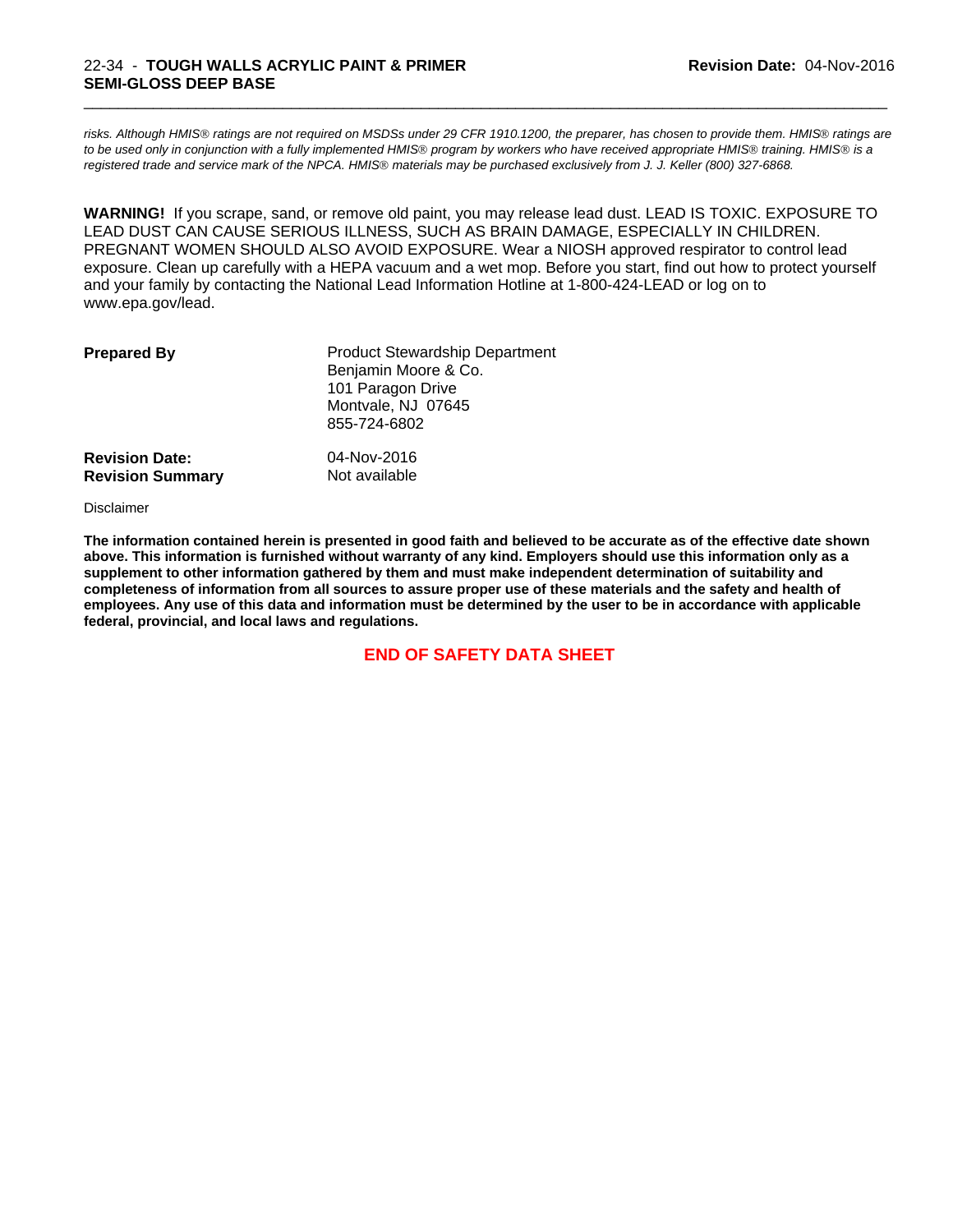*risks. Although HMIS® ratings are not required on MSDSs under 29 CFR 1910.1200, the preparer, has chosen to provide them. HMIS® ratings are to be used only in conjunction with a fully implemented HMIS® program by workers who have received appropriate HMIS® training. HMIS® is a registered trade and service mark of the NPCA. HMIS® materials may be purchased exclusively from J. J. Keller (800) 327-6868.*

**WARNING!** If you scrape, sand, or remove old paint, you may release lead dust. LEAD IS TOXIC. EXPOSURE TO LEAD DUST CAN CAUSE SERIOUS ILLNESS, SUCH AS BRAIN DAMAGE, ESPECIALLY IN CHILDREN. PREGNANT WOMEN SHOULD ALSO AVOID EXPOSURE. Wear a NIOSH approved respirator to control lead exposure. Clean up carefully with a HEPA vacuum and a wet mop. Before you start, find out how to protect yourself and your family by contacting the National Lead Information Hotline at 1-800-424-LEAD or log on to www.epa.gov/lead.

| | |
|---|---|
| **Prepared By** | Product Stewardship Department<br>Benjamin Moore & Co.<br>101 Paragon Drive<br>Montvale, NJ 07645<br>855-724-6802 |
| **Revision Date:** | 04-Nov-2016 |
| **Revision Summary** | Not available |

Disclaimer

**The information contained herein is presented in good faith and believed to be accurate as of the effective date shown above. This information is furnished without warranty of any kind. Employers should use this information only as a supplement to other information gathered by them and must make independent determination of suitability and completeness of information from all sources to assure proper use of these materials and the safety and health of employees. Any use of this data and information must be determined by the user to be in accordance with applicable federal, provincial, and local laws and regulations.**

**END OF SAFETY DATA SHEET**